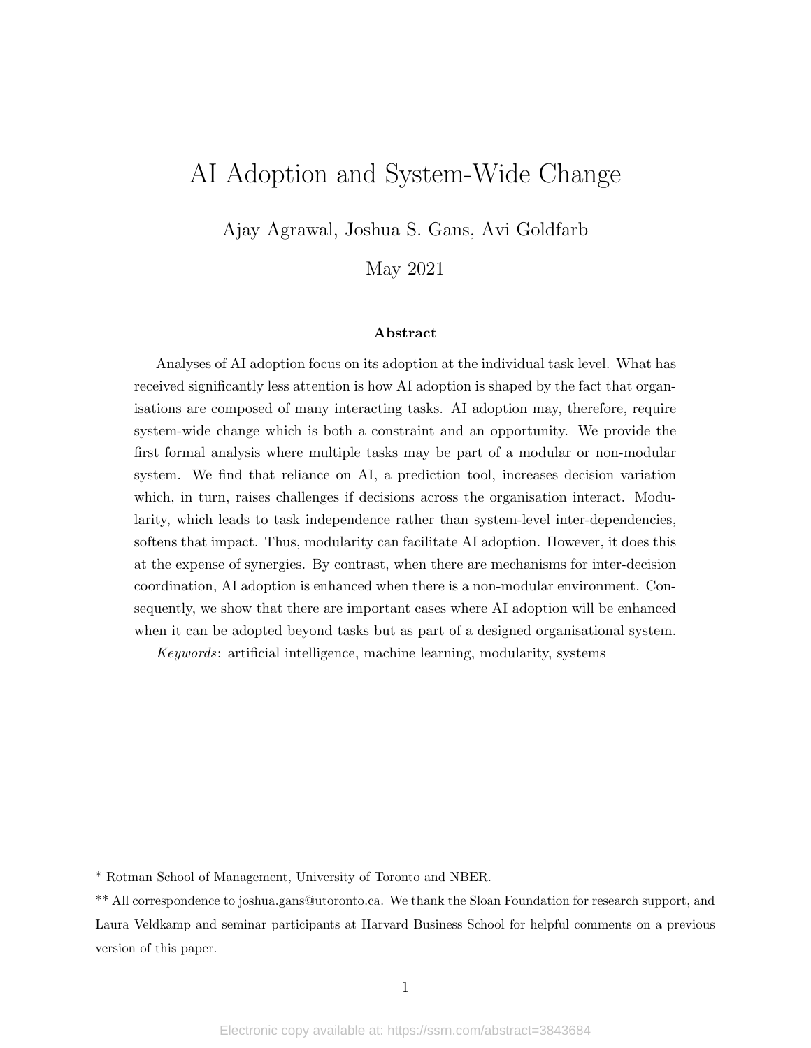# AI Adoption and System-Wide Change

Ajay Agrawal, Joshua S. Gans, Avi Goldfarb

May 2021

### Abstract

Analyses of AI adoption focus on its adoption at the individual task level. What has received significantly less attention is how AI adoption is shaped by the fact that organisations are composed of many interacting tasks. AI adoption may, therefore, require system-wide change which is both a constraint and an opportunity. We provide the first formal analysis where multiple tasks may be part of a modular or non-modular system. We find that reliance on AI, a prediction tool, increases decision variation which, in turn, raises challenges if decisions across the organisation interact. Modularity, which leads to task independence rather than system-level inter-dependencies, softens that impact. Thus, modularity can facilitate AI adoption. However, it does this at the expense of synergies. By contrast, when there are mechanisms for inter-decision coordination, AI adoption is enhanced when there is a non-modular environment. Consequently, we show that there are important cases where AI adoption will be enhanced when it can be adopted beyond tasks but as part of a designed organisational system.

*Keywords*: artificial intelligence, machine learning, modularity, systems

\* Rotman School of Management, University of Toronto and NBER.

\*\* All correspondence to joshua.gans@utoronto.ca. We thank the Sloan Foundation for research support, and Laura Veldkamp and seminar participants at Harvard Business School for helpful comments on a previous version of this paper.

Electronic copy available at: https://ssrn.com/abstract=3843684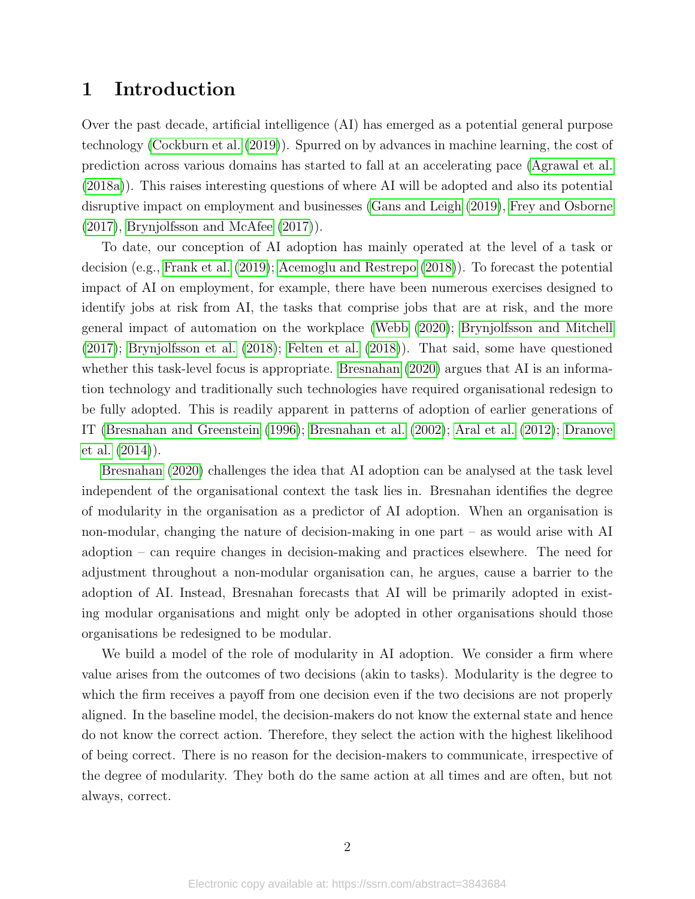## 1 Introduction

Over the past decade, artificial intelligence (AI) has emerged as a potential general purpose technology (Cockburn et al. (2019)). Spurred on by advances in machine learning, the cost of prediction across various domains has started to fall at an accelerating pace (Agrawal et al. (2018a)). This raises interesting questions of where AI will be adopted and also its potential disruptive impact on employment and businesses (Gans and Leigh (2019), Frey and Osborne (2017), Brynjolfsson and McAfee (2017)).

To date, our conception of AI adoption has mainly operated at the level of a task or decision (e.g., Frank et al. (2019); Acemoglu and Restrepo (2018)). To forecast the potential impact of AI on employment, for example, there have been numerous exercises designed to identify jobs at risk from AI, the tasks that comprise jobs that are at risk, and the more general impact of automation on the workplace (Webb (2020); Brynjolfsson and Mitchell (2017); Brynjolfsson et al. (2018); Felten et al. (2018)). That said, some have questioned whether this task-level focus is appropriate. Bresnahan (2020) argues that AI is an information technology and traditionally such technologies have required organisational redesign to be fully adopted. This is readily apparent in patterns of adoption of earlier generations of IT (Bresnahan and Greenstein (1996); Bresnahan et al. (2002); Aral et al. (2012); Dranove et al. (2014)).

Bresnahan (2020) challenges the idea that AI adoption can be analysed at the task level independent of the organisational context the task lies in. Bresnahan identifies the degree of modularity in the organisation as a predictor of AI adoption. When an organisation is non-modular, changing the nature of decision-making in one part – as would arise with AI adoption – can require changes in decision-making and practices elsewhere. The need for adjustment throughout a non-modular organisation can, he argues, cause a barrier to the adoption of AI. Instead, Bresnahan forecasts that AI will be primarily adopted in existing modular organisations and might only be adopted in other organisations should those organisations be redesigned to be modular.

We build a model of the role of modularity in AI adoption. We consider a firm where value arises from the outcomes of two decisions (akin to tasks). Modularity is the degree to which the firm receives a payoff from one decision even if the two decisions are not properly aligned. In the baseline model, the decision-makers do not know the external state and hence do not know the correct action. Therefore, they select the action with the highest likelihood of being correct. There is no reason for the decision-makers to communicate, irrespective of the degree of modularity. They both do the same action at all times and are often, but not always, correct.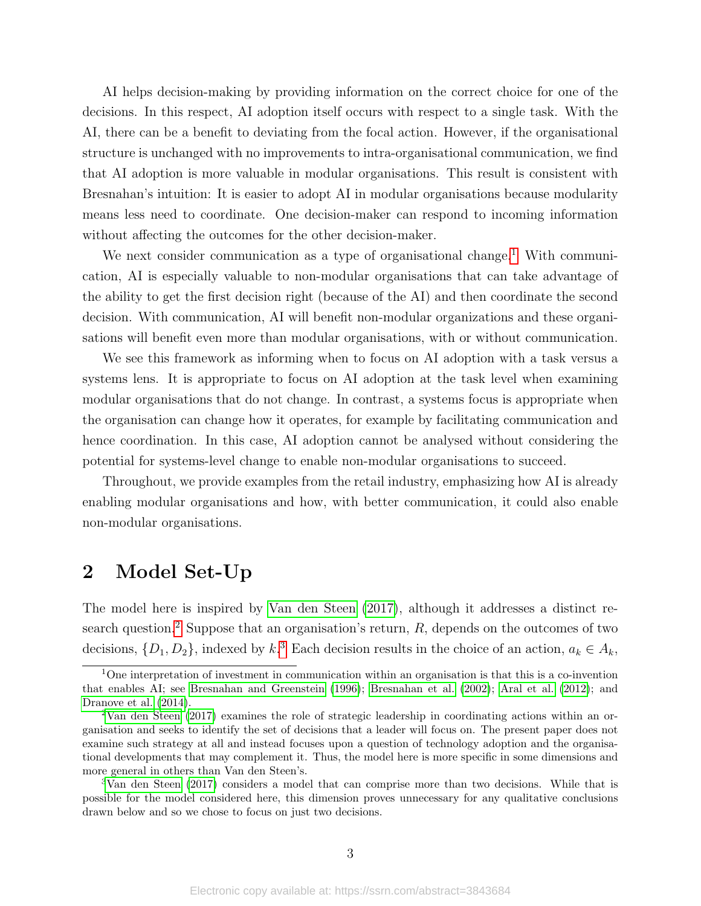AI helps decision-making by providing information on the correct choice for one of the decisions. In this respect, AI adoption itself occurs with respect to a single task. With the AI, there can be a benefit to deviating from the focal action. However, if the organisational structure is unchanged with no improvements to intra-organisational communication, we find that AI adoption is more valuable in modular organisations. This result is consistent with Bresnahan's intuition: It is easier to adopt AI in modular organisations because modularity means less need to coordinate. One decision-maker can respond to incoming information without affecting the outcomes for the other decision-maker.

We next consider communication as a type of organisational change.[1] With communication, AI is especially valuable to non-modular organisations that can take advantage of the ability to get the first decision right (because of the AI) and then coordinate the second decision. With communication, AI will benefit non-modular organizations and these organisations will benefit even more than modular organisations, with or without communication.

We see this framework as informing when to focus on AI adoption with a task versus a systems lens. It is appropriate to focus on AI adoption at the task level when examining modular organisations that do not change. In contrast, a systems focus is appropriate when the organisation can change how it operates, for example by facilitating communication and hence coordination. In this case, AI adoption cannot be analysed without considering the potential for systems-level change to enable non-modular organisations to succeed.

Throughout, we provide examples from the retail industry, emphasizing how AI is already enabling modular organisations and how, with better communication, it could also enable non-modular organisations.

## 2 Model Set-Up

The model here is inspired by Van den Steen (2017), although it addresses a distinct research question.[2] Suppose that an organisation's return, $R$, depends on the outcomes of two decisions, $\{D_1, D_2\}$, indexed by $k$.[3] Each decision results in the choice of an action, $a_k \in A_k$,

[1] One interpretation of investment in communication within an organisation is that this is a co-invention that enables AI; see Bresnahan and Greenstein (1996); Bresnahan et al. (2002); Aral et al. (2012); and Dranove et al. (2014).

[2] Van den Steen (2017) examines the role of strategic leadership in coordinating actions within an organisation and seeks to identify the set of decisions that a leader will focus on. The present paper does not examine such strategy at all and instead focuses upon a question of technology adoption and the organisational developments that may complement it. Thus, the model here is more specific in some dimensions and more general in others than Van den Steen's.

[3] Van den Steen (2017) considers a model that can comprise more than two decisions. While that is possible for the model considered here, this dimension proves unnecessary for any qualitative conclusions drawn below and so we chose to focus on just two decisions.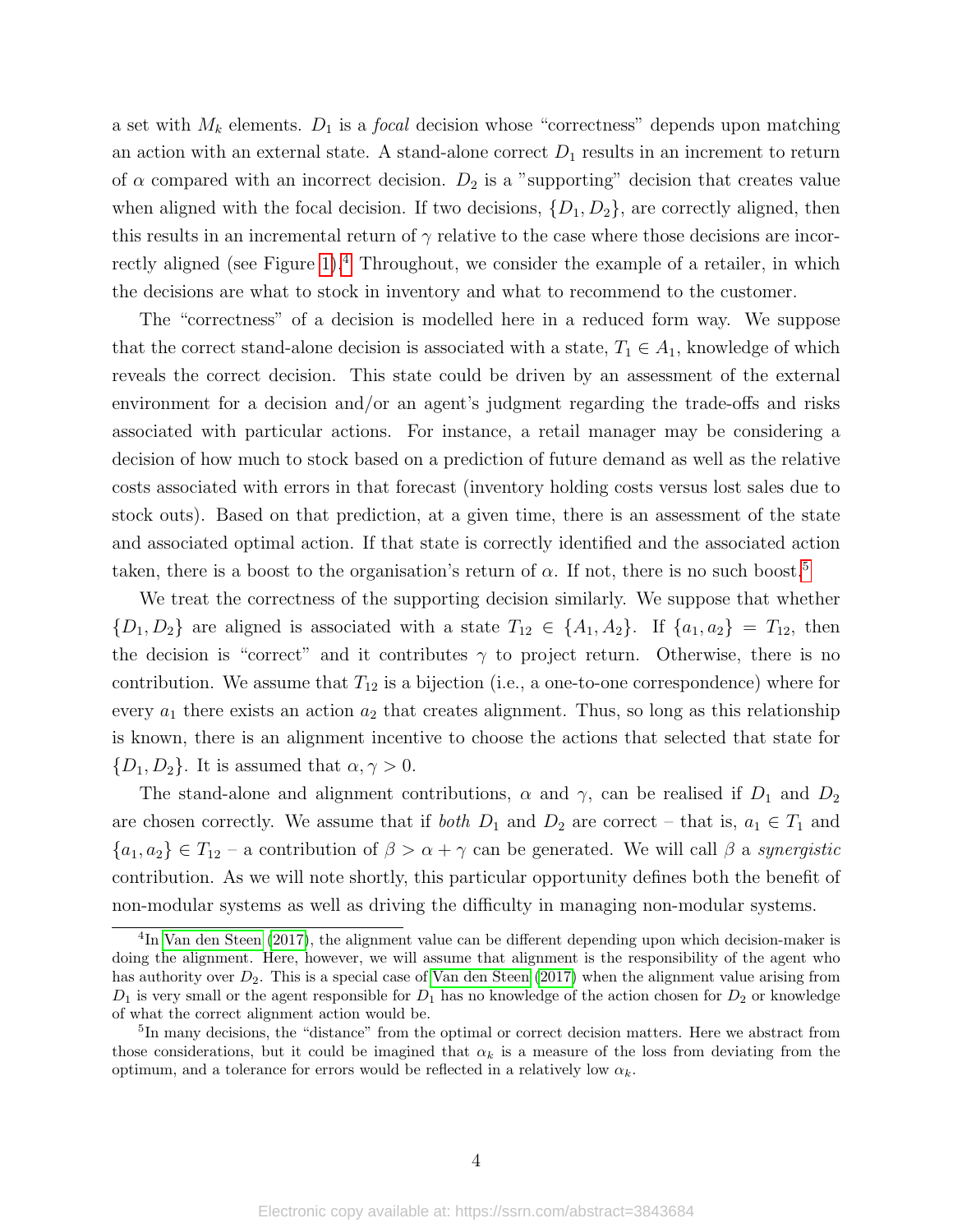a set with $M_k$ elements. $D_1$ is a *focal* decision whose "correctness" depends upon matching an action with an external state. A stand-alone correct $D_1$ results in an increment to return of $\alpha$ compared with an incorrect decision. $D_2$ is a "supporting" decision that creates value when aligned with the focal decision. If two decisions, $\{D_1, D_2\}$, are correctly aligned, then this results in an incremental return of $\gamma$ relative to the case where those decisions are incorrectly aligned (see Figure 1).[4] Throughout, we consider the example of a retailer, in which the decisions are what to stock in inventory and what to recommend to the customer.

The "correctness" of a decision is modelled here in a reduced form way. We suppose that the correct stand-alone decision is associated with a state, $T_1 \in A_1$, knowledge of which reveals the correct decision. This state could be driven by an assessment of the external environment for a decision and/or an agent's judgment regarding the trade-offs and risks associated with particular actions. For instance, a retail manager may be considering a decision of how much to stock based on a prediction of future demand as well as the relative costs associated with errors in that forecast (inventory holding costs versus lost sales due to stock outs). Based on that prediction, at a given time, there is an assessment of the state and associated optimal action. If that state is correctly identified and the associated action taken, there is a boost to the organisation's return of $\alpha$. If not, there is no such boost.[5]

We treat the correctness of the supporting decision similarly. We suppose that whether $\{D_1, D_2\}$ are aligned is associated with a state $T_{12} \in \{A_1, A_2\}$. If $\{a_1, a_2\} = T_{12}$, then the decision is "correct" and it contributes $\gamma$ to project return. Otherwise, there is no contribution. We assume that $T_{12}$ is a bijection (i.e., a one-to-one correspondence) where for every $a_1$ there exists an action $a_2$ that creates alignment. Thus, so long as this relationship is known, there is an alignment incentive to choose the actions that selected that state for $\{D_1, D_2\}$. It is assumed that $\alpha, \gamma > 0$.

The stand-alone and alignment contributions, $\alpha$ and $\gamma$, can be realised if $D_1$ and $D_2$ are chosen correctly. We assume that if *both* $D_1$ and $D_2$ are correct – that is, $a_1 \in T_1$ and $\{a_1, a_2\} \in T_{12}$ – a contribution of $\beta > \alpha + \gamma$ can be generated. We will call $\beta$ a *synergistic* contribution. As we will note shortly, this particular opportunity defines both the benefit of non-modular systems as well as driving the difficulty in managing non-modular systems.

[4] In Van den Steen (2017), the alignment value can be different depending upon which decision-maker is doing the alignment. Here, however, we will assume that alignment is the responsibility of the agent who has authority over $D_2$. This is a special case of Van den Steen (2017) when the alignment value arising from $D_1$ is very small or the agent responsible for $D_1$ has no knowledge of the action chosen for $D_2$ or knowledge of what the correct alignment action would be.

[5] In many decisions, the "distance" from the optimal or correct decision matters. Here we abstract from those considerations, but it could be imagined that $\alpha_k$ is a measure of the loss from deviating from the optimum, and a tolerance for errors would be reflected in a relatively low $\alpha_k$.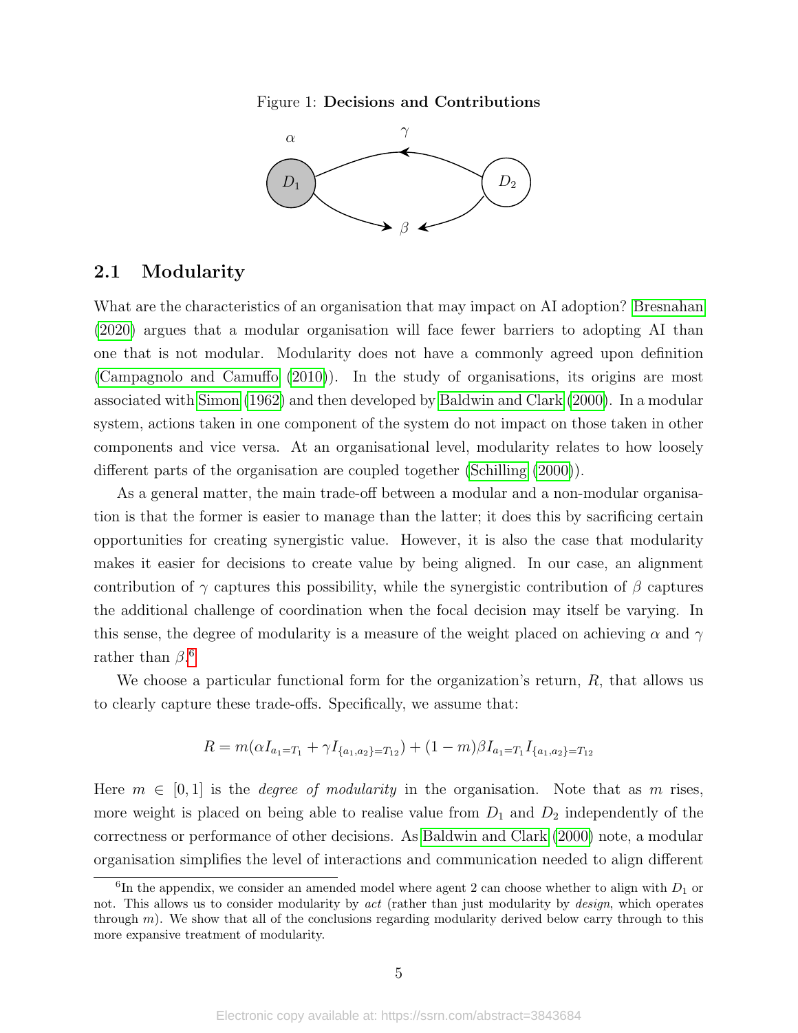Figure 1: **Decisions and Contributions**

$\alpha$

$\gamma$

$D_1$

$D_2$

$\beta$

### 2.1 Modularity

What are the characteristics of an organisation that may impact on AI adoption? Bresnahan (2020) argues that a modular organisation will face fewer barriers to adopting AI than one that is not modular. Modularity does not have a commonly agreed upon definition (Campagnolo and Camuffo (2010)). In the study of organisations, its origins are most associated with Simon (1962) and then developed by Baldwin and Clark (2000). In a modular system, actions taken in one component of the system do not impact on those taken in other components and vice versa. At an organisational level, modularity relates to how loosely different parts of the organisation are coupled together (Schilling (2000)).

As a general matter, the main trade-off between a modular and a non-modular organisation is that the former is easier to manage than the latter; it does this by sacrificing certain opportunities for creating synergistic value. However, it is also the case that modularity makes it easier for decisions to create value by being aligned. In our case, an alignment contribution of $\gamma$ captures this possibility, while the synergistic contribution of $\beta$ captures the additional challenge of coordination when the focal decision may itself be varying. In this sense, the degree of modularity is a measure of the weight placed on achieving $\alpha$ and $\gamma$ rather than $\beta$.[6]

We choose a particular functional form for the organization's return, $R$, that allows us to clearly capture these trade-offs. Specifically, we assume that:

$$R = m(\alpha I_{a_1=T_1} + \gamma I_{\{a_1,a_2\}=T_{12}}) + (1-m)\beta I_{a_1=T_1} I_{\{a_1,a_2\}=T_{12}}$$

Here $m \in [0,1]$ is the *degree of modularity* in the organisation. Note that as $m$ rises, more weight is placed on being able to realise value from $D_1$ and $D_2$ independently of the correctness or performance of other decisions. As Baldwin and Clark (2000) note, a modular organisation simplifies the level of interactions and communication needed to align different

[6] In the appendix, we consider an amended model where agent 2 can choose whether to align with $D_1$ or not. This allows us to consider modularity by *act* (rather than just modularity by *design*, which operates through $m$). We show that all of the conclusions regarding modularity derived below carry through to this more expansive treatment of modularity.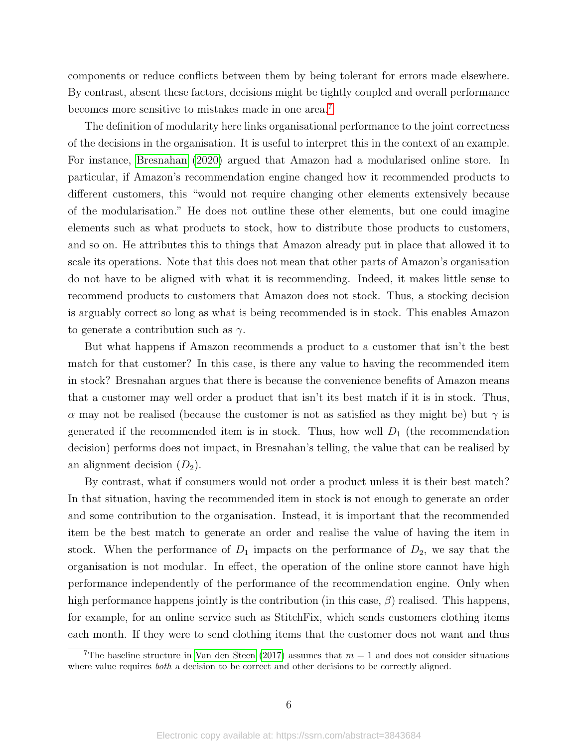components or reduce conflicts between them by being tolerant for errors made elsewhere. By contrast, absent these factors, decisions might be tightly coupled and overall performance becomes more sensitive to mistakes made in one area.[7]

The definition of modularity here links organisational performance to the joint correctness of the decisions in the organisation. It is useful to interpret this in the context of an example. For instance, Bresnahan (2020) argued that Amazon had a modularised online store. In particular, if Amazon's recommendation engine changed how it recommended products to different customers, this "would not require changing other elements extensively because of the modularisation." He does not outline these other elements, but one could imagine elements such as what products to stock, how to distribute those products to customers, and so on. He attributes this to things that Amazon already put in place that allowed it to scale its operations. Note that this does not mean that other parts of Amazon's organisation do not have to be aligned with what it is recommending. Indeed, it makes little sense to recommend products to customers that Amazon does not stock. Thus, a stocking decision is arguably correct so long as what is being recommended is in stock. This enables Amazon to generate a contribution such as $\gamma$.

But what happens if Amazon recommends a product to a customer that isn't the best match for that customer? In this case, is there any value to having the recommended item in stock? Bresnahan argues that there is because the convenience benefits of Amazon means that a customer may well order a product that isn't its best match if it is in stock. Thus, $\alpha$ may not be realised (because the customer is not as satisfied as they might be) but $\gamma$ is generated if the recommended item is in stock. Thus, how well $D_1$ (the recommendation decision) performs does not impact, in Bresnahan's telling, the value that can be realised by an alignment decision ($D_2$).

By contrast, what if consumers would not order a product unless it is their best match? In that situation, having the recommended item in stock is not enough to generate an order and some contribution to the organisation. Instead, it is important that the recommended item be the best match to generate an order and realise the value of having the item in stock. When the performance of $D_1$ impacts on the performance of $D_2$, we say that the organisation is not modular. In effect, the operation of the online store cannot have high performance independently of the performance of the recommendation engine. Only when high performance happens jointly is the contribution (in this case, $\beta$) realised. This happens, for example, for an online service such as StitchFix, which sends customers clothing items each month. If they were to send clothing items that the customer does not want and thus

[7] The baseline structure in Van den Steen (2017) assumes that $m = 1$ and does not consider situations where value requires *both* a decision to be correct and other decisions to be correctly aligned.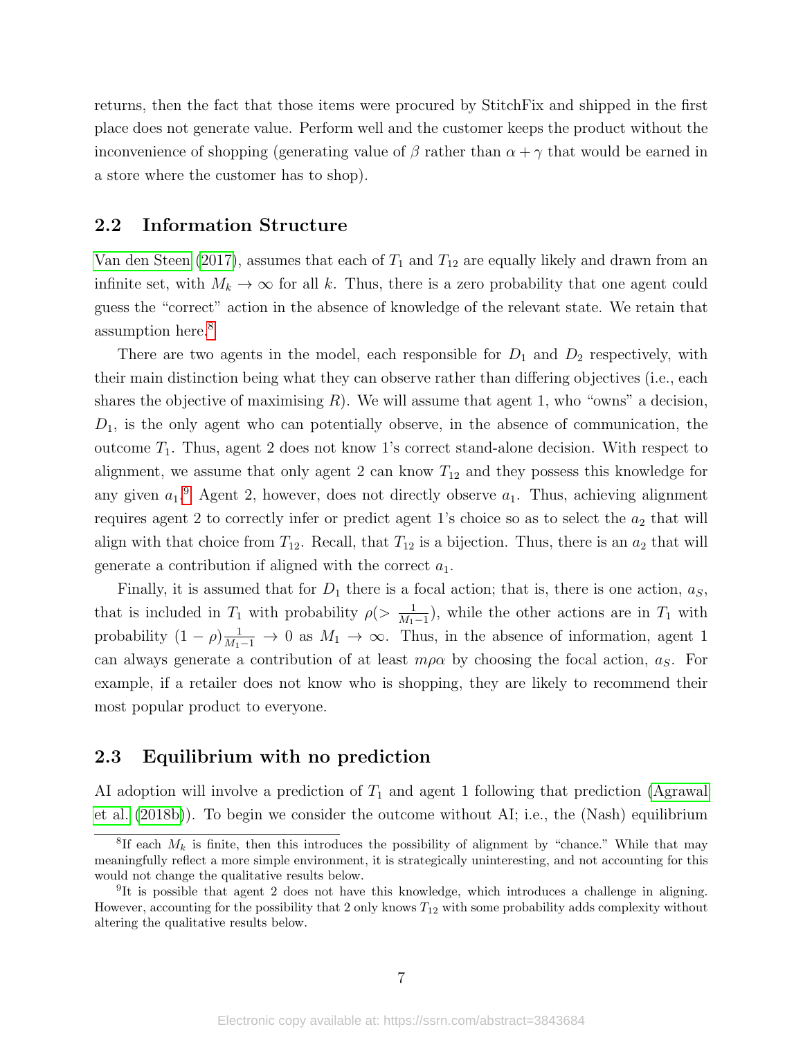returns, then the fact that those items were procured by StitchFix and shipped in the first place does not generate value. Perform well and the customer keeps the product without the inconvenience of shopping (generating value of $\beta$ rather than $\alpha + \gamma$ that would be earned in a store where the customer has to shop).

### 2.2 Information Structure

Van den Steen (2017), assumes that each of $T_1$ and $T_{12}$ are equally likely and drawn from an infinite set, with $M_k \to \infty$ for all $k$. Thus, there is a zero probability that one agent could guess the "correct" action in the absence of knowledge of the relevant state. We retain that assumption here.[8]

There are two agents in the model, each responsible for $D_1$ and $D_2$ respectively, with their main distinction being what they can observe rather than differing objectives (i.e., each shares the objective of maximising $R$). We will assume that agent 1, who "owns" a decision, $D_1$, is the only agent who can potentially observe, in the absence of communication, the outcome $T_1$. Thus, agent 2 does not know 1's correct stand-alone decision. With respect to alignment, we assume that only agent 2 can know $T_{12}$ and they possess this knowledge for any given $a_1$.[9] Agent 2, however, does not directly observe $a_1$. Thus, achieving alignment requires agent 2 to correctly infer or predict agent 1's choice so as to select the $a_2$ that will align with that choice from $T_{12}$. Recall, that $T_{12}$ is a bijection. Thus, there is an $a_2$ that will generate a contribution if aligned with the correct $a_1$.

Finally, it is assumed that for $D_1$ there is a focal action; that is, there is one action, $a_S$, that is included in $T_1$ with probability $\rho(> \frac{1}{M_1 - 1})$, while the other actions are in $T_1$ with probability $(1 - \rho)\frac{1}{M_1 - 1} \to 0$ as $M_1 \to \infty$. Thus, in the absence of information, agent 1 can always generate a contribution of at least $m\rho\alpha$ by choosing the focal action, $a_S$. For example, if a retailer does not know who is shopping, they are likely to recommend their most popular product to everyone.

### 2.3 Equilibrium with no prediction

AI adoption will involve a prediction of $T_1$ and agent 1 following that prediction (Agrawal et al. (2018b)). To begin we consider the outcome without AI; i.e., the (Nash) equilibrium

[8] If each $M_k$ is finite, then this introduces the possibility of alignment by "chance." While that may meaningfully reflect a more simple environment, it is strategically uninteresting, and not accounting for this would not change the qualitative results below.

[9] It is possible that agent 2 does not have this knowledge, which introduces a challenge in aligning. However, accounting for the possibility that 2 only knows $T_{12}$ with some probability adds complexity without altering the qualitative results below.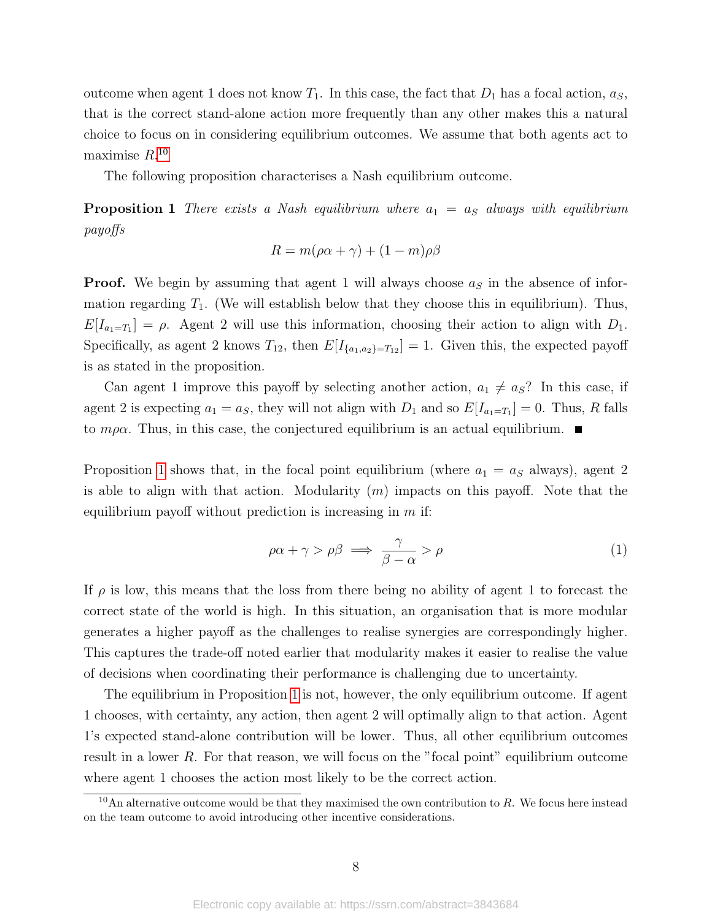outcome when agent 1 does not know $T_1$. In this case, the fact that $D_1$ has a focal action, $a_S$, that is the correct stand-alone action more frequently than any other makes this a natural choice to focus on in considering equilibrium outcomes. We assume that both agents act to maximise $R$.[10]

The following proposition characterises a Nash equilibrium outcome.

**Proposition 1** *There exists a Nash equilibrium where $a_1 = a_S$ always with equilibrium payoffs*

$$R = m(\rho\alpha + \gamma) + (1 - m)\rho\beta$$

**Proof.** We begin by assuming that agent 1 will always choose $a_S$ in the absence of information regarding $T_1$. (We will establish below that they choose this in equilibrium). Thus, $E[I_{a_1=T_1}] = \rho$. Agent 2 will use this information, choosing their action to align with $D_1$. Specifically, as agent 2 knows $T_{12}$, then $E[I_{\{a_1,a_2\}=T_{12}}] = 1$. Given this, the expected payoff is as stated in the proposition.

Can agent 1 improve this payoff by selecting another action, $a_1 \neq a_S$? In this case, if agent 2 is expecting $a_1 = a_S$, they will not align with $D_1$ and so $E[I_{a_1=T_1}] = 0$. Thus, $R$ falls to $m\rho\alpha$. Thus, in this case, the conjectured equilibrium is an actual equilibrium. ■

Proposition 1 shows that, in the focal point equilibrium (where $a_1 = a_S$ always), agent 2 is able to align with that action. Modularity ($m$) impacts on this payoff. Note that the equilibrium payoff without prediction is increasing in $m$ if:

$$\rho\alpha + \gamma > \rho\beta \implies \frac{\gamma}{\beta - \alpha} > \rho \tag{1}$$

If $\rho$ is low, this means that the loss from there being no ability of agent 1 to forecast the correct state of the world is high. In this situation, an organisation that is more modular generates a higher payoff as the challenges to realise synergies are correspondingly higher. This captures the trade-off noted earlier that modularity makes it easier to realise the value of decisions when coordinating their performance is challenging due to uncertainty.

The equilibrium in Proposition 1 is not, however, the only equilibrium outcome. If agent 1 chooses, with certainty, any action, then agent 2 will optimally align to that action. Agent 1's expected stand-alone contribution will be lower. Thus, all other equilibrium outcomes result in a lower $R$. For that reason, we will focus on the "focal point" equilibrium outcome where agent 1 chooses the action most likely to be the correct action.

[10]An alternative outcome would be that they maximised the own contribution to $R$. We focus here instead on the team outcome to avoid introducing other incentive considerations.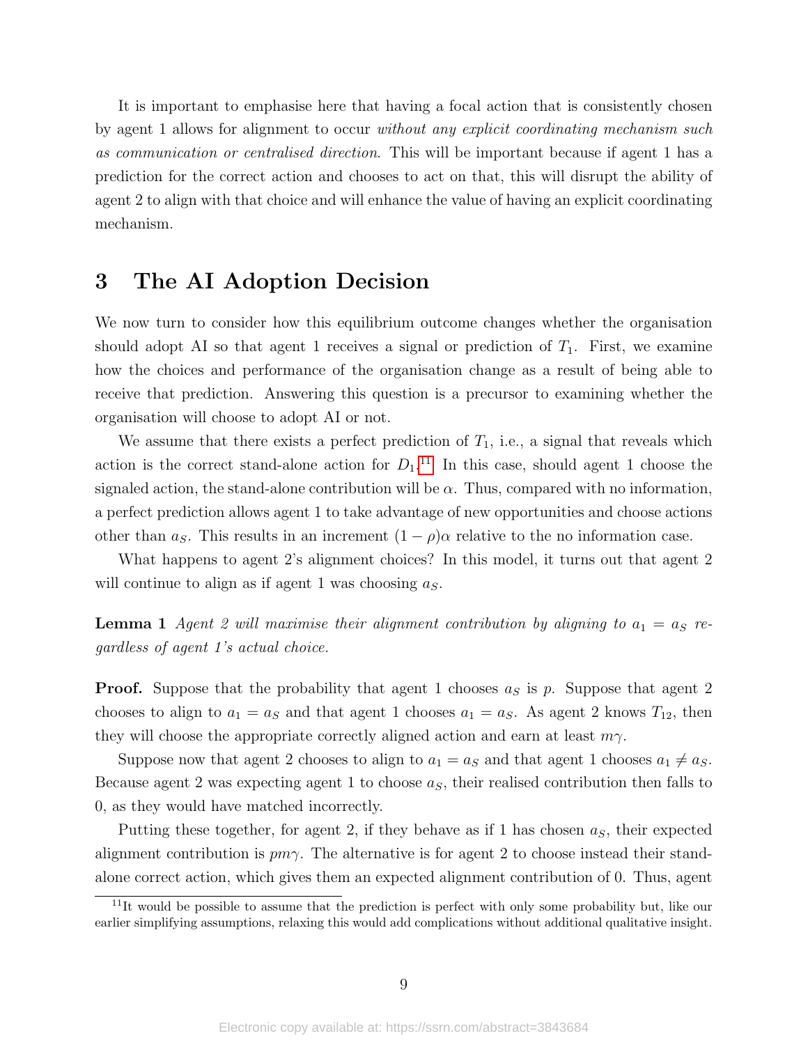It is important to emphasise here that having a focal action that is consistently chosen by agent 1 allows for alignment to occur *without any explicit coordinating mechanism such as communication or centralised direction*. This will be important because if agent 1 has a prediction for the correct action and chooses to act on that, this will disrupt the ability of agent 2 to align with that choice and will enhance the value of having an explicit coordinating mechanism.

# 3 The AI Adoption Decision

We now turn to consider how this equilibrium outcome changes whether the organisation should adopt AI so that agent 1 receives a signal or prediction of $T_1$. First, we examine how the choices and performance of the organisation change as a result of being able to receive that prediction. Answering this question is a precursor to examining whether the organisation will choose to adopt AI or not.

We assume that there exists a perfect prediction of $T_1$, i.e., a signal that reveals which action is the correct stand-alone action for $D_1$.[11] In this case, should agent 1 choose the signaled action, the stand-alone contribution will be $\alpha$. Thus, compared with no information, a perfect prediction allows agent 1 to take advantage of new opportunities and choose actions other than $a_S$. This results in an increment $(1-\rho)\alpha$ relative to the no information case.

What happens to agent 2's alignment choices? In this model, it turns out that agent 2 will continue to align as if agent 1 was choosing $a_S$.

**Lemma 1** *Agent 2 will maximise their alignment contribution by aligning to $a_1 = a_S$ regardless of agent 1's actual choice.*

**Proof.** Suppose that the probability that agent 1 chooses $a_S$ is $p$. Suppose that agent 2 chooses to align to $a_1 = a_S$ and that agent 1 chooses $a_1 = a_S$. As agent 2 knows $T_{12}$, then they will choose the appropriate correctly aligned action and earn at least $m\gamma$.

Suppose now that agent 2 chooses to align to $a_1 = a_S$ and that agent 1 chooses $a_1 \neq a_S$. Because agent 2 was expecting agent 1 to choose $a_S$, their realised contribution then falls to 0, as they would have matched incorrectly.

Putting these together, for agent 2, if they behave as if 1 has chosen $a_S$, their expected alignment contribution is $pm\gamma$. The alternative is for agent 2 to choose instead their stand-alone correct action, which gives them an expected alignment contribution of 0. Thus, agent

[11] It would be possible to assume that the prediction is perfect with only some probability but, like our earlier simplifying assumptions, relaxing this would add complications without additional qualitative insight.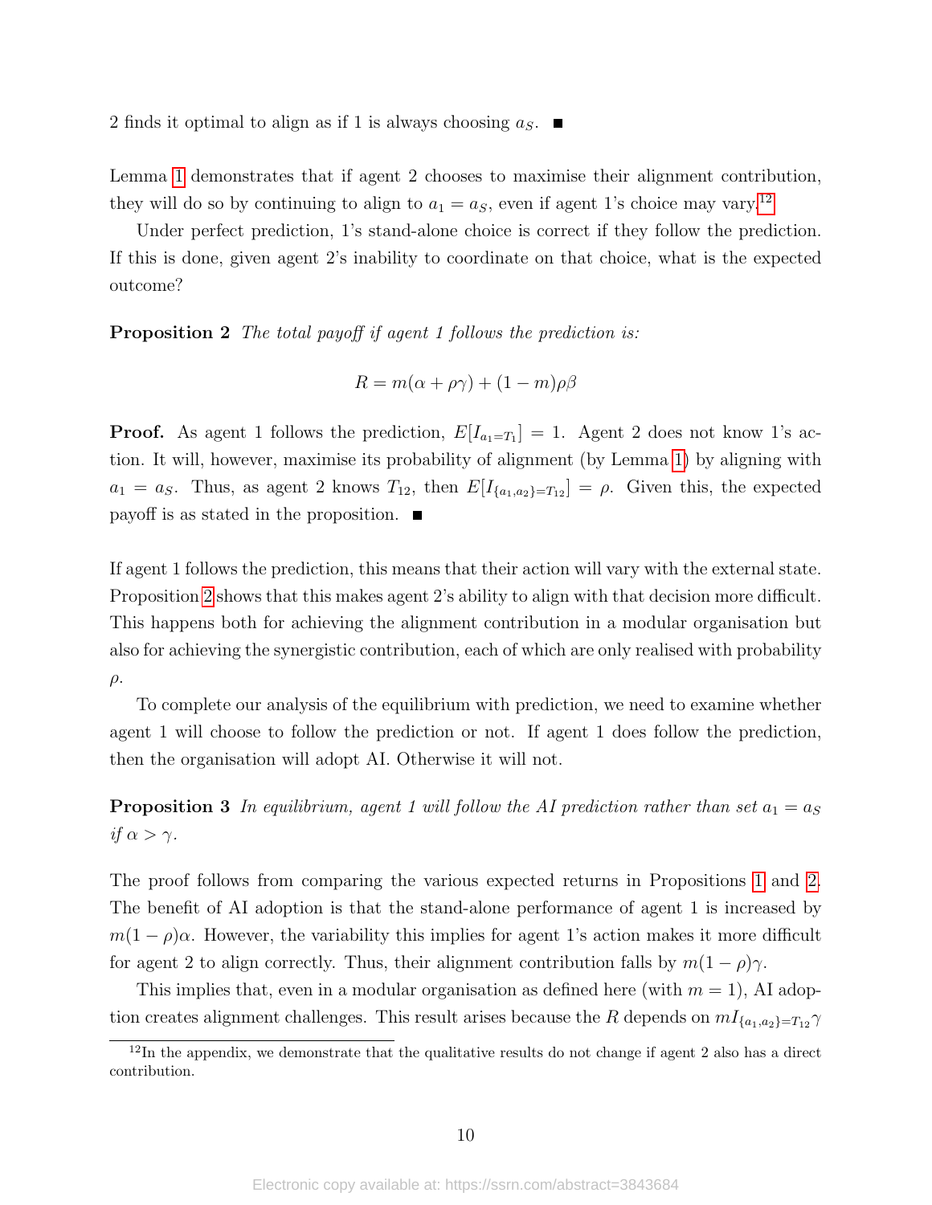2 finds it optimal to align as if 1 is always choosing $a_S$. ■

Lemma 1 demonstrates that if agent 2 chooses to maximise their alignment contribution, they will do so by continuing to align to $a_1 = a_S$, even if agent 1's choice may vary.[12]

Under perfect prediction, 1's stand-alone choice is correct if they follow the prediction. If this is done, given agent 2's inability to coordinate on that choice, what is the expected outcome?

**Proposition 2** *The total payoff if agent 1 follows the prediction is:*

$$R = m(\alpha + \rho\gamma) + (1 - m)\rho\beta$$

**Proof.** As agent 1 follows the prediction, $E[I_{a_1=T_1}] = 1$. Agent 2 does not know 1's action. It will, however, maximise its probability of alignment (by Lemma 1) by aligning with $a_1 = a_S$. Thus, as agent 2 knows $T_{12}$, then $E[I_{\{a_1,a_2\}=T_{12}}] = \rho$. Given this, the expected payoff is as stated in the proposition. ■

If agent 1 follows the prediction, this means that their action will vary with the external state. Proposition 2 shows that this makes agent 2's ability to align with that decision more difficult. This happens both for achieving the alignment contribution in a modular organisation but also for achieving the synergistic contribution, each of which are only realised with probability $\rho$.

To complete our analysis of the equilibrium with prediction, we need to examine whether agent 1 will choose to follow the prediction or not. If agent 1 does follow the prediction, then the organisation will adopt AI. Otherwise it will not.

**Proposition 3** *In equilibrium, agent 1 will follow the AI prediction rather than set $a_1 = a_S$ if $\alpha > \gamma$.*

The proof follows from comparing the various expected returns in Propositions 1 and 2. The benefit of AI adoption is that the stand-alone performance of agent 1 is increased by $m(1 - \rho)\alpha$. However, the variability this implies for agent 1's action makes it more difficult for agent 2 to align correctly. Thus, their alignment contribution falls by $m(1 - \rho)\gamma$.

This implies that, even in a modular organisation as defined here (with $m = 1$), AI adoption creates alignment challenges. This result arises because the $R$ depends on $mI_{\{a_1,a_2\}=T_{12}}\gamma$

[12] In the appendix, we demonstrate that the qualitative results do not change if agent 2 also has a direct contribution.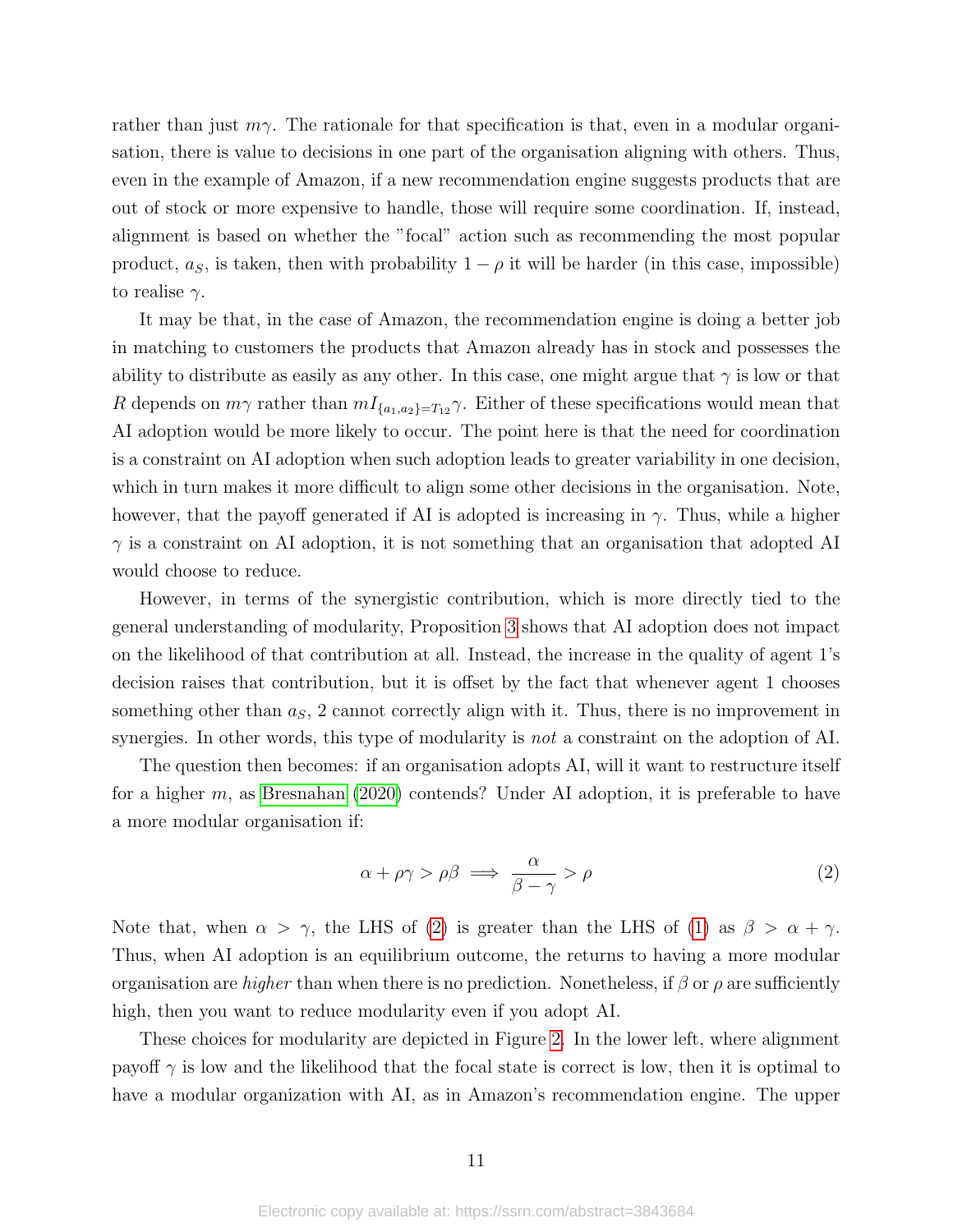rather than just $m\gamma$. The rationale for that specification is that, even in a modular organisation, there is value to decisions in one part of the organisation aligning with others. Thus, even in the example of Amazon, if a new recommendation engine suggests products that are out of stock or more expensive to handle, those will require some coordination. If, instead, alignment is based on whether the "focal" action such as recommending the most popular product, $a_S$, is taken, then with probability $1 - \rho$ it will be harder (in this case, impossible) to realise $\gamma$.

It may be that, in the case of Amazon, the recommendation engine is doing a better job in matching to customers the products that Amazon already has in stock and possesses the ability to distribute as easily as any other. In this case, one might argue that $\gamma$ is low or that $R$ depends on $m\gamma$ rather than $mI_{\{a_1,a_2\}=T_{12}}\gamma$. Either of these specifications would mean that AI adoption would be more likely to occur. The point here is that the need for coordination is a constraint on AI adoption when such adoption leads to greater variability in one decision, which in turn makes it more difficult to align some other decisions in the organisation. Note, however, that the payoff generated if AI is adopted is increasing in $\gamma$. Thus, while a higher $\gamma$ is a constraint on AI adoption, it is not something that an organisation that adopted AI would choose to reduce.

However, in terms of the synergistic contribution, which is more directly tied to the general understanding of modularity, Proposition 3 shows that AI adoption does not impact on the likelihood of that contribution at all. Instead, the increase in the quality of agent 1's decision raises that contribution, but it is offset by the fact that whenever agent 1 chooses something other than $a_S$, 2 cannot correctly align with it. Thus, there is no improvement in synergies. In other words, this type of modularity is *not* a constraint on the adoption of AI.

The question then becomes: if an organisation adopts AI, will it want to restructure itself for a higher $m$, as Bresnahan (2020) contends? Under AI adoption, it is preferable to have a more modular organisation if:

$$\alpha + \rho\gamma > \rho\beta \implies \frac{\alpha}{\beta - \gamma} > \rho \tag{2}$$

Note that, when $\alpha > \gamma$, the LHS of (2) is greater than the LHS of (1) as $\beta > \alpha + \gamma$. Thus, when AI adoption is an equilibrium outcome, the returns to having a more modular organisation are *higher* than when there is no prediction. Nonetheless, if $\beta$ or $\rho$ are sufficiently high, then you want to reduce modularity even if you adopt AI.

These choices for modularity are depicted in Figure 2. In the lower left, where alignment payoff $\gamma$ is low and the likelihood that the focal state is correct is low, then it is optimal to have a modular organization with AI, as in Amazon's recommendation engine. The upper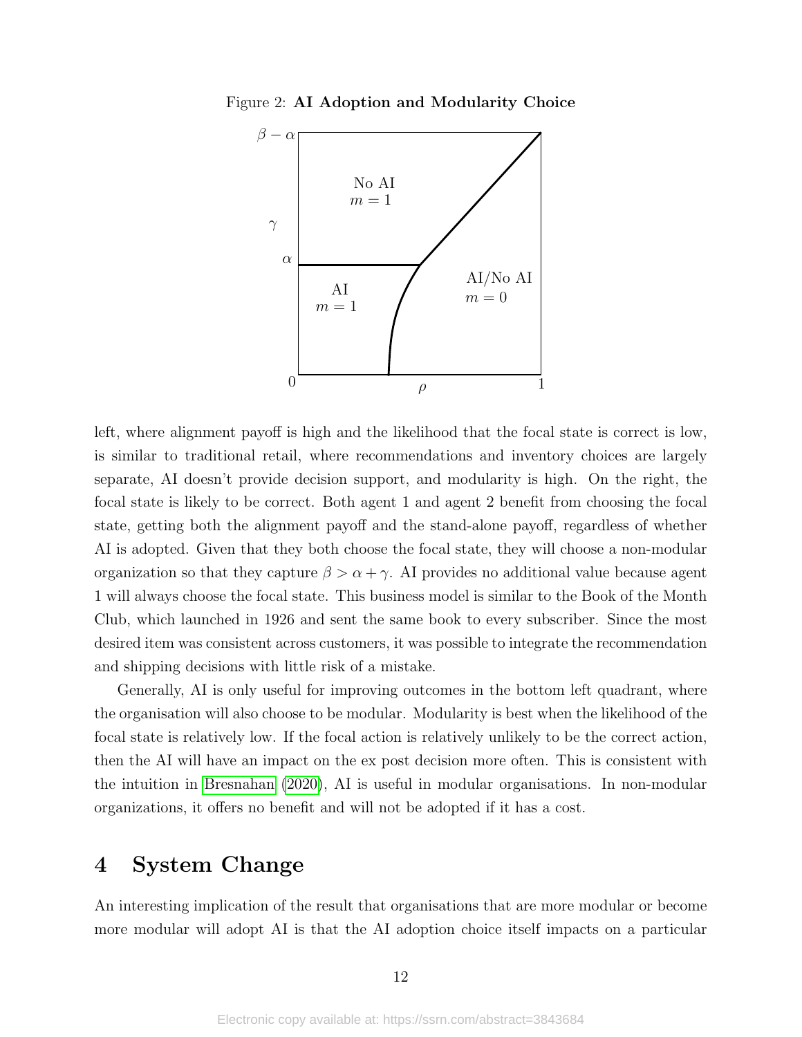Figure 2: **AI Adoption and Modularity Choice**

$\beta - \alpha$

No AI
$m = 1$

$\gamma$

$\alpha$

AI
$m = 1$

AI/No AI
$m = 0$

0

$\rho$

1

left, where alignment payoff is high and the likelihood that the focal state is correct is low, is similar to traditional retail, where recommendations and inventory choices are largely separate, AI doesn't provide decision support, and modularity is high. On the right, the focal state is likely to be correct. Both agent 1 and agent 2 benefit from choosing the focal state, getting both the alignment payoff and the stand-alone payoff, regardless of whether AI is adopted. Given that they both choose the focal state, they will choose a non-modular organization so that they capture $\beta > \alpha + \gamma$. AI provides no additional value because agent 1 will always choose the focal state. This business model is similar to the Book of the Month Club, which launched in 1926 and sent the same book to every subscriber. Since the most desired item was consistent across customers, it was possible to integrate the recommendation and shipping decisions with little risk of a mistake.

Generally, AI is only useful for improving outcomes in the bottom left quadrant, where the organisation will also choose to be modular. Modularity is best when the likelihood of the focal state is relatively low. If the focal action is relatively unlikely to be the correct action, then the AI will have an impact on the ex post decision more often. This is consistent with the intuition in Bresnahan (2020), AI is useful in modular organisations. In non-modular organizations, it offers no benefit and will not be adopted if it has a cost.

# 4 System Change

An interesting implication of the result that organisations that are more modular or become more modular will adopt AI is that the AI adoption choice itself impacts on a particular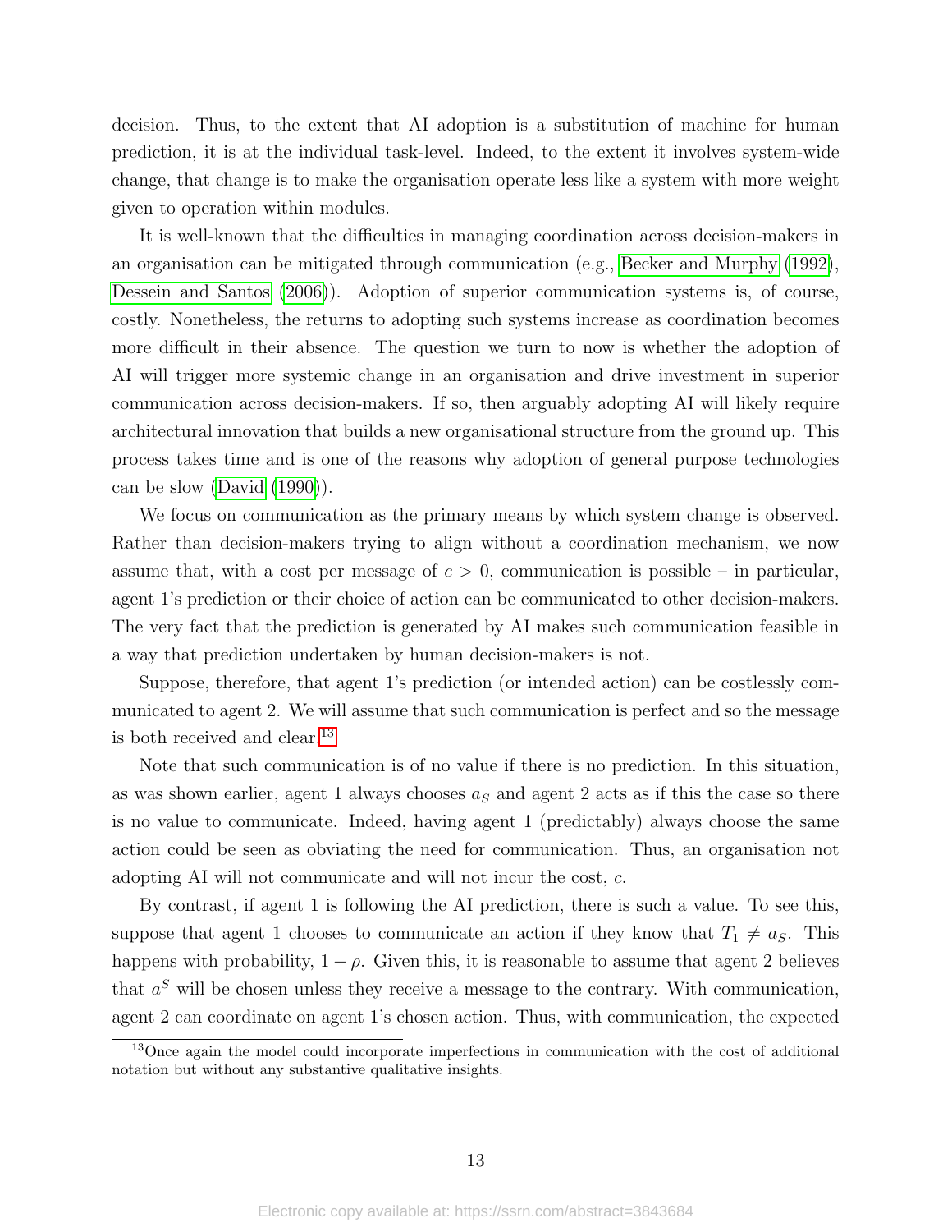decision. Thus, to the extent that AI adoption is a substitution of machine for human prediction, it is at the individual task-level. Indeed, to the extent it involves system-wide change, that change is to make the organisation operate less like a system with more weight given to operation within modules.

It is well-known that the difficulties in managing coordination across decision-makers in an organisation can be mitigated through communication (e.g., Becker and Murphy (1992), Dessein and Santos (2006)). Adoption of superior communication systems is, of course, costly. Nonetheless, the returns to adopting such systems increase as coordination becomes more difficult in their absence. The question we turn to now is whether the adoption of AI will trigger more systemic change in an organisation and drive investment in superior communication across decision-makers. If so, then arguably adopting AI will likely require architectural innovation that builds a new organisational structure from the ground up. This process takes time and is one of the reasons why adoption of general purpose technologies can be slow (David (1990)).

We focus on communication as the primary means by which system change is observed. Rather than decision-makers trying to align without a coordination mechanism, we now assume that, with a cost per message of $c > 0$, communication is possible – in particular, agent 1's prediction or their choice of action can be communicated to other decision-makers. The very fact that the prediction is generated by AI makes such communication feasible in a way that prediction undertaken by human decision-makers is not.

Suppose, therefore, that agent 1's prediction (or intended action) can be costlessly communicated to agent 2. We will assume that such communication is perfect and so the message is both received and clear.[13]

Note that such communication is of no value if there is no prediction. In this situation, as was shown earlier, agent 1 always chooses $a_S$ and agent 2 acts as if this the case so there is no value to communicate. Indeed, having agent 1 (predictably) always choose the same action could be seen as obviating the need for communication. Thus, an organisation not adopting AI will not communicate and will not incur the cost, $c$.

By contrast, if agent 1 is following the AI prediction, there is such a value. To see this, suppose that agent 1 chooses to communicate an action if they know that $T_1 \neq a_S$. This happens with probability, $1 - \rho$. Given this, it is reasonable to assume that agent 2 believes that $a^S$ will be chosen unless they receive a message to the contrary. With communication, agent 2 can coordinate on agent 1's chosen action. Thus, with communication, the expected

[13] Once again the model could incorporate imperfections in communication with the cost of additional notation but without any substantive qualitative insights.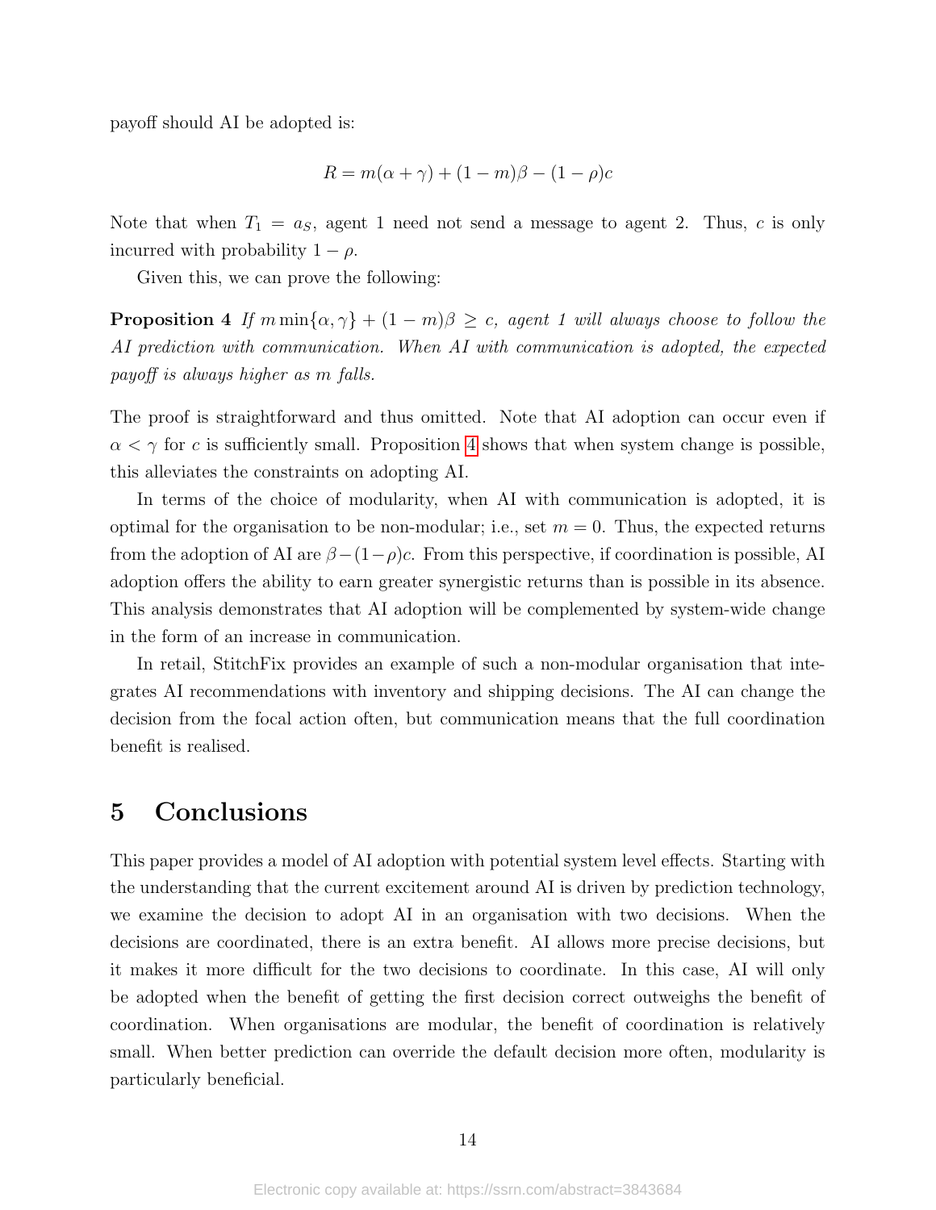payoff should AI be adopted is:

$$R = m(\alpha + \gamma) + (1 - m)\beta - (1 - \rho)c$$

Note that when $T_1 = a_S$, agent 1 need not send a message to agent 2. Thus, $c$ is only incurred with probability $1 - \rho$.

Given this, we can prove the following:

**Proposition 4** *If $m \min\{\alpha, \gamma\} + (1 - m)\beta \geq c$, agent 1 will always choose to follow the AI prediction with communication. When AI with communication is adopted, the expected payoff is always higher as $m$ falls.*

The proof is straightforward and thus omitted. Note that AI adoption can occur even if $\alpha < \gamma$ for $c$ is sufficiently small. Proposition 4 shows that when system change is possible, this alleviates the constraints on adopting AI.

In terms of the choice of modularity, when AI with communication is adopted, it is optimal for the organisation to be non-modular; i.e., set $m = 0$. Thus, the expected returns from the adoption of AI are $\beta - (1 - \rho)c$. From this perspective, if coordination is possible, AI adoption offers the ability to earn greater synergistic returns than is possible in its absence. This analysis demonstrates that AI adoption will be complemented by system-wide change in the form of an increase in communication.

In retail, StitchFix provides an example of such a non-modular organisation that integrates AI recommendations with inventory and shipping decisions. The AI can change the decision from the focal action often, but communication means that the full coordination benefit is realised.

## 5 Conclusions

This paper provides a model of AI adoption with potential system level effects. Starting with the understanding that the current excitement around AI is driven by prediction technology, we examine the decision to adopt AI in an organisation with two decisions. When the decisions are coordinated, there is an extra benefit. AI allows more precise decisions, but it makes it more difficult for the two decisions to coordinate. In this case, AI will only be adopted when the benefit of getting the first decision correct outweighs the benefit of coordination. When organisations are modular, the benefit of coordination is relatively small. When better prediction can override the default decision more often, modularity is particularly beneficial.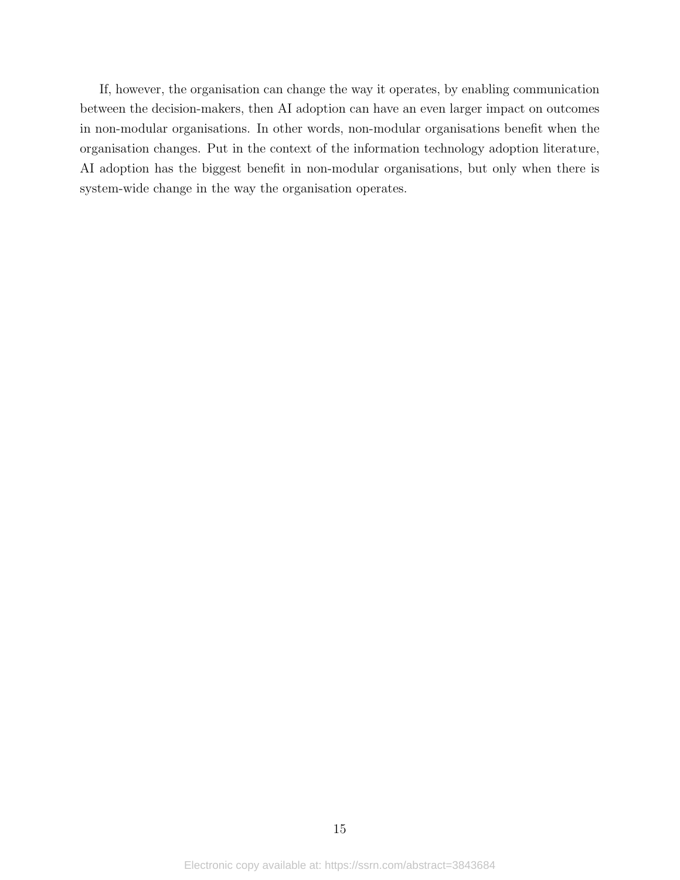If, however, the organisation can change the way it operates, by enabling communication between the decision-makers, then AI adoption can have an even larger impact on outcomes in non-modular organisations. In other words, non-modular organisations benefit when the organisation changes. Put in the context of the information technology adoption literature, AI adoption has the biggest benefit in non-modular organisations, but only when there is system-wide change in the way the organisation operates.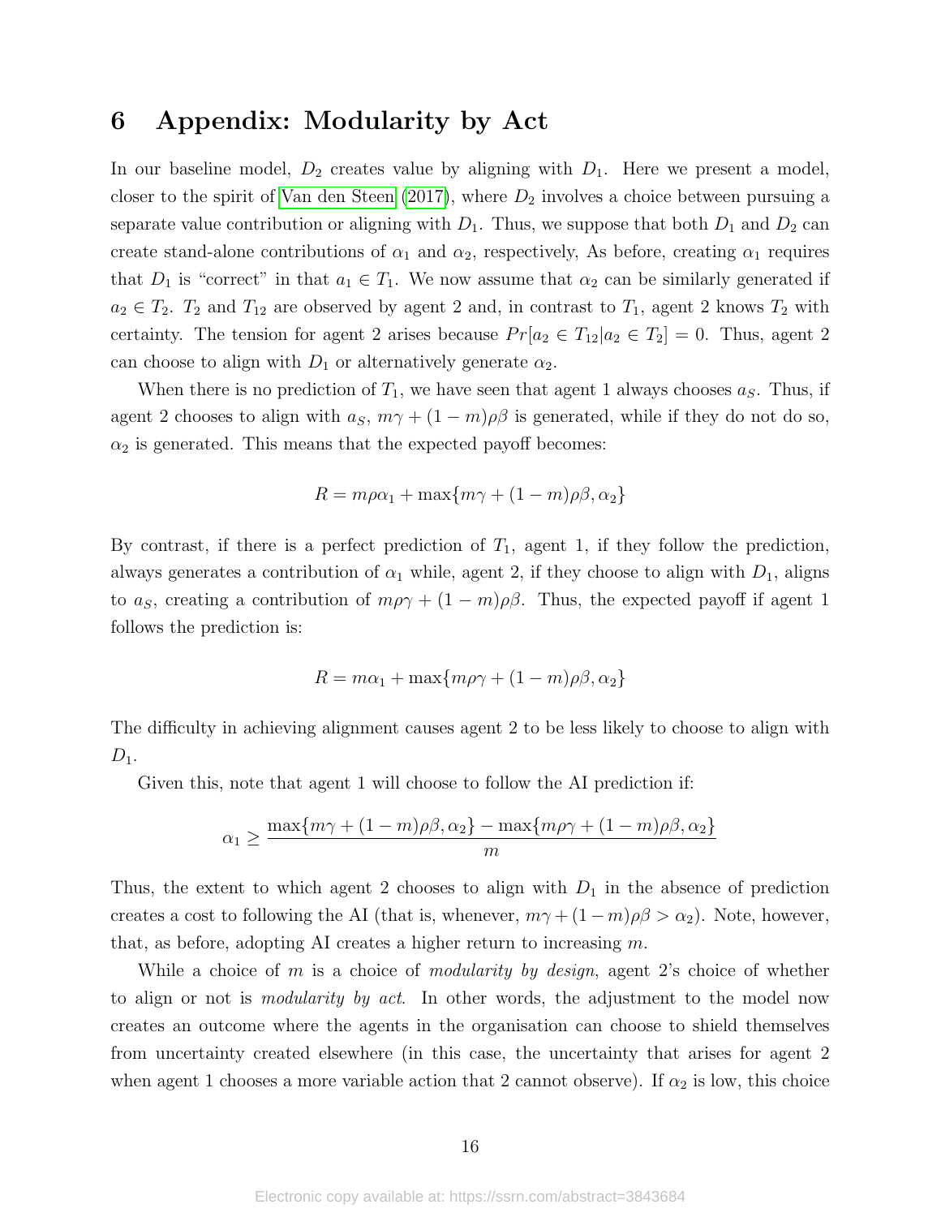# 6 Appendix: Modularity by Act

In our baseline model, $D_2$ creates value by aligning with $D_1$. Here we present a model, closer to the spirit of Van den Steen (2017), where $D_2$ involves a choice between pursuing a separate value contribution or aligning with $D_1$. Thus, we suppose that both $D_1$ and $D_2$ can create stand-alone contributions of $\alpha_1$ and $\alpha_2$, respectively, As before, creating $\alpha_1$ requires that $D_1$ is "correct" in that $a_1 \in T_1$. We now assume that $\alpha_2$ can be similarly generated if $a_2 \in T_2$. $T_2$ and $T_{12}$ are observed by agent 2 and, in contrast to $T_1$, agent 2 knows $T_2$ with certainty. The tension for agent 2 arises because $Pr[a_2 \in T_{12} | a_2 \in T_2] = 0$. Thus, agent 2 can choose to align with $D_1$ or alternatively generate $\alpha_2$.

When there is no prediction of $T_1$, we have seen that agent 1 always chooses $a_S$. Thus, if agent 2 chooses to align with $a_S$, $m\gamma + (1-m)\rho\beta$ is generated, while if they do not do so, $\alpha_2$ is generated. This means that the expected payoff becomes:

$$R = m\rho\alpha_1 + \max\{m\gamma + (1-m)\rho\beta, \alpha_2\}$$

By contrast, if there is a perfect prediction of $T_1$, agent 1, if they follow the prediction, always generates a contribution of $\alpha_1$ while, agent 2, if they choose to align with $D_1$, aligns to $a_S$, creating a contribution of $m\rho\gamma + (1-m)\rho\beta$. Thus, the expected payoff if agent 1 follows the prediction is:

$$R = m\alpha_1 + \max\{m\rho\gamma + (1-m)\rho\beta, \alpha_2\}$$

The difficulty in achieving alignment causes agent 2 to be less likely to choose to align with $D_1$.

Given this, note that agent 1 will choose to follow the AI prediction if:

$$\alpha_1 \geq \frac{\max\{m\gamma + (1-m)\rho\beta, \alpha_2\} - \max\{m\rho\gamma + (1-m)\rho\beta, \alpha_2\}}{m}$$

Thus, the extent to which agent 2 chooses to align with $D_1$ in the absence of prediction creates a cost to following the AI (that is, whenever, $m\gamma + (1-m)\rho\beta > \alpha_2$). Note, however, that, as before, adopting AI creates a higher return to increasing $m$.

While a choice of $m$ is a choice of *modularity by design*, agent 2's choice of whether to align or not is *modularity by act*. In other words, the adjustment to the model now creates an outcome where the agents in the organisation can choose to shield themselves from uncertainty created elsewhere (in this case, the uncertainty that arises for agent 2 when agent 1 chooses a more variable action that 2 cannot observe). If $\alpha_2$ is low, this choice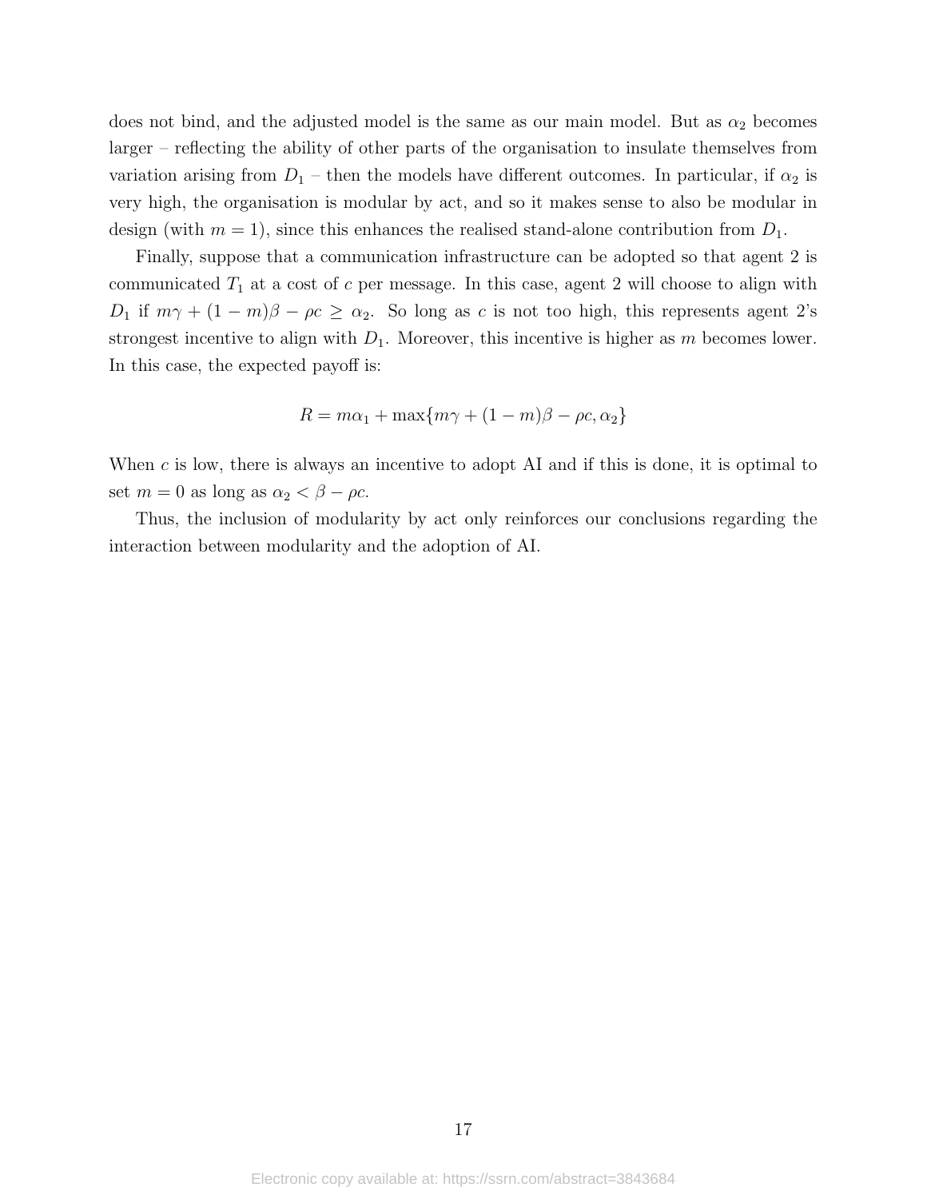does not bind, and the adjusted model is the same as our main model. But as $\alpha_2$ becomes larger – reflecting the ability of other parts of the organisation to insulate themselves from variation arising from $D_1$ – then the models have different outcomes. In particular, if $\alpha_2$ is very high, the organisation is modular by act, and so it makes sense to also be modular in design (with $m = 1$), since this enhances the realised stand-alone contribution from $D_1$.

Finally, suppose that a communication infrastructure can be adopted so that agent 2 is communicated $T_1$ at a cost of $c$ per message. In this case, agent 2 will choose to align with $D_1$ if $m\gamma + (1 - m)\beta - \rho c \geq \alpha_2$. So long as $c$ is not too high, this represents agent 2's strongest incentive to align with $D_1$. Moreover, this incentive is higher as $m$ becomes lower. In this case, the expected payoff is:

$$R = m\alpha_1 + \max\{m\gamma + (1 - m)\beta - \rho c, \alpha_2\}$$

When $c$ is low, there is always an incentive to adopt AI and if this is done, it is optimal to set $m = 0$ as long as $\alpha_2 < \beta - \rho c$.

Thus, the inclusion of modularity by act only reinforces our conclusions regarding the interaction between modularity and the adoption of AI.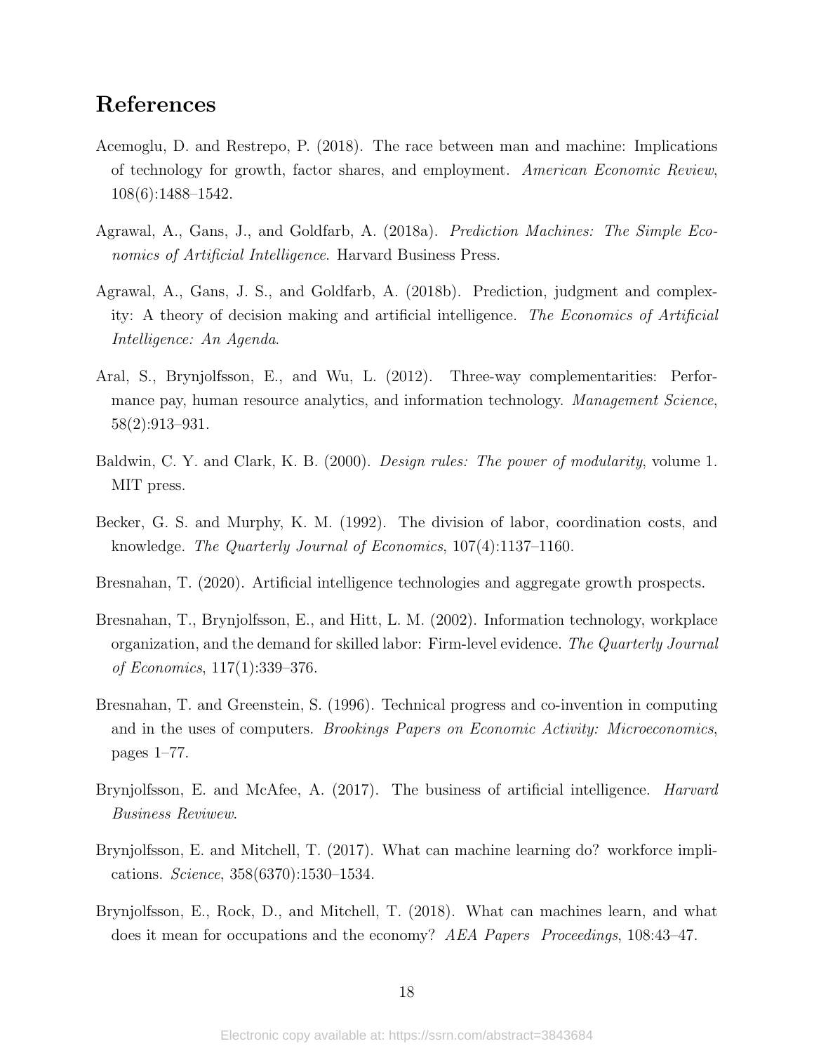# References

Acemoglu, D. and Restrepo, P. (2018). The race between man and machine: Implications of technology for growth, factor shares, and employment. *American Economic Review*, 108(6):1488–1542.

Agrawal, A., Gans, J., and Goldfarb, A. (2018a). *Prediction Machines: The Simple Economics of Artificial Intelligence*. Harvard Business Press.

Agrawal, A., Gans, J. S., and Goldfarb, A. (2018b). Prediction, judgment and complexity: A theory of decision making and artificial intelligence. *The Economics of Artificial Intelligence: An Agenda*.

Aral, S., Brynjolfsson, E., and Wu, L. (2012). Three-way complementarities: Performance pay, human resource analytics, and information technology. *Management Science*, 58(2):913–931.

Baldwin, C. Y. and Clark, K. B. (2000). *Design rules: The power of modularity*, volume 1. MIT press.

Becker, G. S. and Murphy, K. M. (1992). The division of labor, coordination costs, and knowledge. *The Quarterly Journal of Economics*, 107(4):1137–1160.

Bresnahan, T. (2020). Artificial intelligence technologies and aggregate growth prospects.

Bresnahan, T., Brynjolfsson, E., and Hitt, L. M. (2002). Information technology, workplace organization, and the demand for skilled labor: Firm-level evidence. *The Quarterly Journal of Economics*, 117(1):339–376.

Bresnahan, T. and Greenstein, S. (1996). Technical progress and co-invention in computing and in the uses of computers. *Brookings Papers on Economic Activity: Microeconomics*, pages 1–77.

Brynjolfsson, E. and McAfee, A. (2017). The business of artificial intelligence. *Harvard Business Reviwew*.

Brynjolfsson, E. and Mitchell, T. (2017). What can machine learning do? workforce implications. *Science*, 358(6370):1530–1534.

Brynjolfsson, E., Rock, D., and Mitchell, T. (2018). What can machines learn, and what does it mean for occupations and the economy? *AEA Papers Proceedings*, 108:43–47.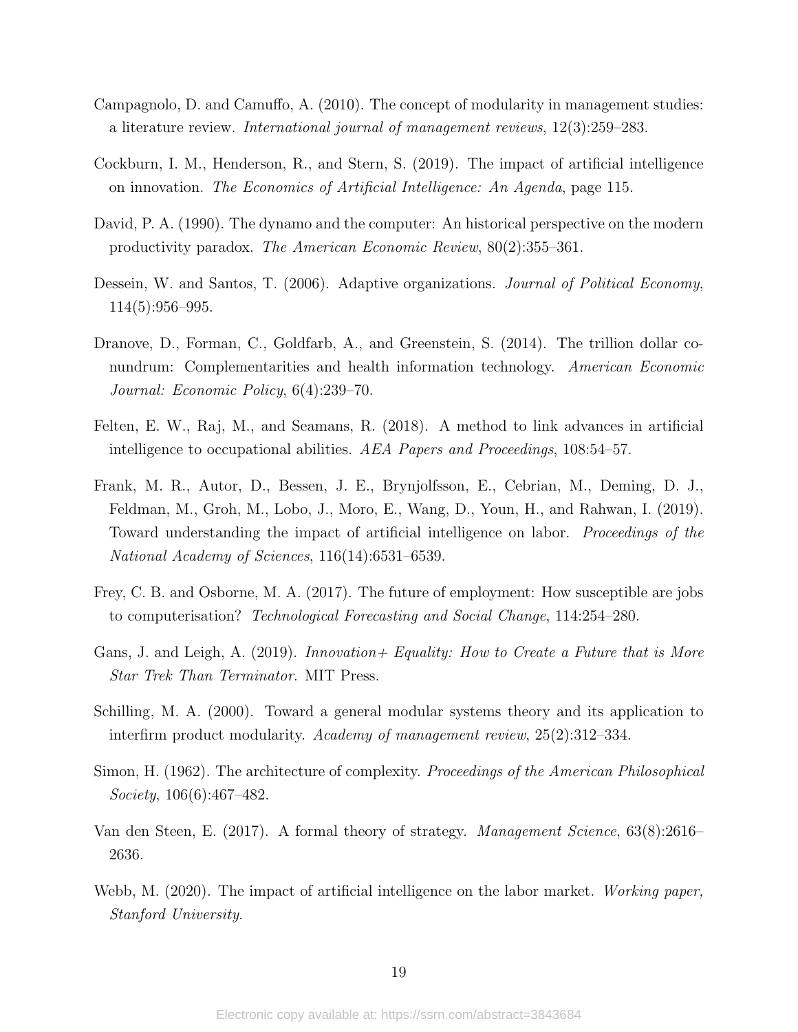Campagnolo, D. and Camuffo, A. (2010). The concept of modularity in management studies: a literature review. *International journal of management reviews*, 12(3):259–283.

Cockburn, I. M., Henderson, R., and Stern, S. (2019). The impact of artificial intelligence on innovation. *The Economics of Artificial Intelligence: An Agenda*, page 115.

David, P. A. (1990). The dynamo and the computer: An historical perspective on the modern productivity paradox. *The American Economic Review*, 80(2):355–361.

Dessein, W. and Santos, T. (2006). Adaptive organizations. *Journal of Political Economy*, 114(5):956–995.

Dranove, D., Forman, C., Goldfarb, A., and Greenstein, S. (2014). The trillion dollar conundrum: Complementarities and health information technology. *American Economic Journal: Economic Policy*, 6(4):239–70.

Felten, E. W., Raj, M., and Seamans, R. (2018). A method to link advances in artificial intelligence to occupational abilities. *AEA Papers and Proceedings*, 108:54–57.

Frank, M. R., Autor, D., Bessen, J. E., Brynjolfsson, E., Cebrian, M., Deming, D. J., Feldman, M., Groh, M., Lobo, J., Moro, E., Wang, D., Youn, H., and Rahwan, I. (2019). Toward understanding the impact of artificial intelligence on labor. *Proceedings of the National Academy of Sciences*, 116(14):6531–6539.

Frey, C. B. and Osborne, M. A. (2017). The future of employment: How susceptible are jobs to computerisation? *Technological Forecasting and Social Change*, 114:254–280.

Gans, J. and Leigh, A. (2019). *Innovation+ Equality: How to Create a Future that is More Star Trek Than Terminator*. MIT Press.

Schilling, M. A. (2000). Toward a general modular systems theory and its application to interfirm product modularity. *Academy of management review*, 25(2):312–334.

Simon, H. (1962). The architecture of complexity. *Proceedings of the American Philosophical Society*, 106(6):467–482.

Van den Steen, E. (2017). A formal theory of strategy. *Management Science*, 63(8):2616–2636.

Webb, M. (2020). The impact of artificial intelligence on the labor market. *Working paper, Stanford University*.